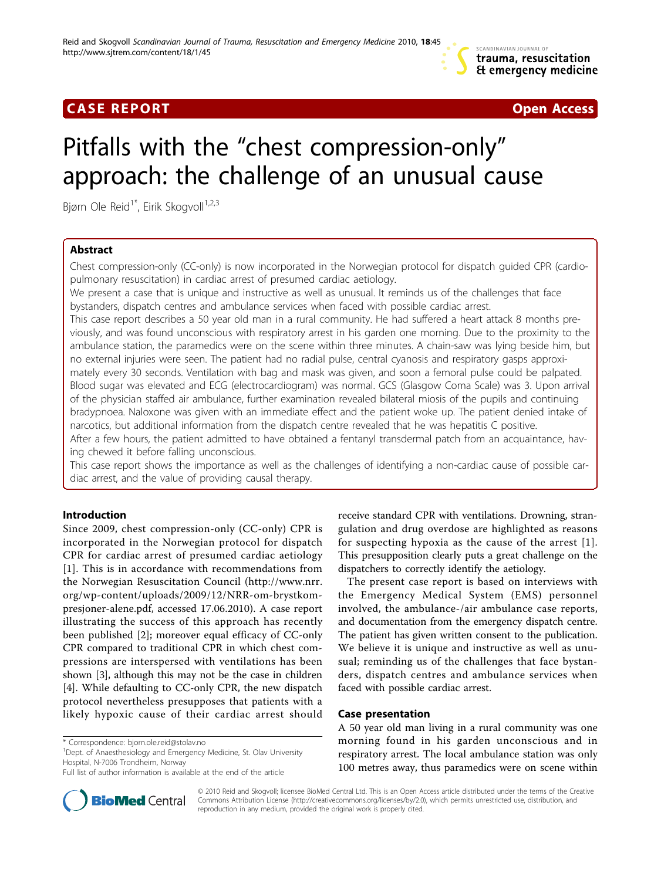## CASE REPORT Open Access

# Pitfalls with the "chest compression-only" approach: the challenge of an unusual cause

Bjørn Ole Reid[1*], Eirik Skogvoll[1,2,3]

## Abstract

Chest compression-only (CC-only) is now incorporated in the Norwegian protocol for dispatch guided CPR (cardio-pulmonary resuscitation) in cardiac arrest of presumed cardiac aetiology.

We present a case that is unique and instructive as well as unusual. It reminds us of the challenges that face bystanders, dispatch centres and ambulance services when faced with possible cardiac arrest.

This case report describes a 50 year old man in a rural community. He had suffered a heart attack 8 months previously, and was found unconscious with respiratory arrest in his garden one morning. Due to the proximity to the ambulance station, the paramedics were on the scene within three minutes. A chain-saw was lying beside him, but no external injuries were seen. The patient had no radial pulse, central cyanosis and respiratory gasps approximately every 30 seconds. Ventilation with bag and mask was given, and soon a femoral pulse could be palpated. Blood sugar was elevated and ECG (electrocardiogram) was normal. GCS (Glasgow Coma Scale) was 3. Upon arrival of the physician staffed air ambulance, further examination revealed bilateral miosis of the pupils and continuing bradypnoea. Naloxone was given with an immediate effect and the patient woke up. The patient denied intake of narcotics, but additional information from the dispatch centre revealed that he was hepatitis C positive.

After a few hours, the patient admitted to have obtained a fentanyl transdermal patch from an acquaintance, having chewed it before falling unconscious.

This case report shows the importance as well as the challenges of identifying a non-cardiac cause of possible cardiac arrest, and the value of providing causal therapy.

## Introduction

Since 2009, chest compression-only (CC-only) CPR is incorporated in the Norwegian protocol for dispatch CPR for cardiac arrest of presumed cardiac aetiology [1]. This is in accordance with recommendations from the Norwegian Resuscitation Council (http://www.nrr.org/wp-content/uploads/2009/12/NRR-om-brystkompresjoner-alene.pdf, accessed 17.06.2010). A case report illustrating the success of this approach has recently been published [2]; moreover equal efficacy of CC-only CPR compared to traditional CPR in which chest compressions are interspersed with ventilations has been shown [3], although this may not be the case in children [4]. While defaulting to CC-only CPR, the new dispatch protocol nevertheless presupposes that patients with a likely hypoxic cause of their cardiac arrest should receive standard CPR with ventilations. Drowning, strangulation and drug overdose are highlighted as reasons for suspecting hypoxia as the cause of the arrest [1]. This presupposition clearly puts a great challenge on the dispatchers to correctly identify the aetiology.

The present case report is based on interviews with the Emergency Medical System (EMS) personnel involved, the ambulance-/air ambulance case reports, and documentation from the emergency dispatch centre. The patient has given written consent to the publication. We believe it is unique and instructive as well as unusual; reminding us of the challenges that face bystanders, dispatch centres and ambulance services when faced with possible cardiac arrest.

## Case presentation

A 50 year old man living in a rural community was one morning found in his garden unconscious and in respiratory arrest. The local ambulance station was only 100 metres away, thus paramedics were on scene within

\* Correspondence: bjorn.ole.reid@stolav.no

[1]Dept. of Anaesthesiology and Emergency Medicine, St. Olav University Hospital, N-7006 Trondheim, Norway

Full list of author information is available at the end of the article

© 2010 Reid and Skogvoll; licensee BioMed Central Ltd. This is an Open Access article distributed under the terms of the Creative Commons Attribution License (http://creativecommons.org/licenses/by/2.0), which permits unrestricted use, distribution, and reproduction in any medium, provided the original work is properly cited.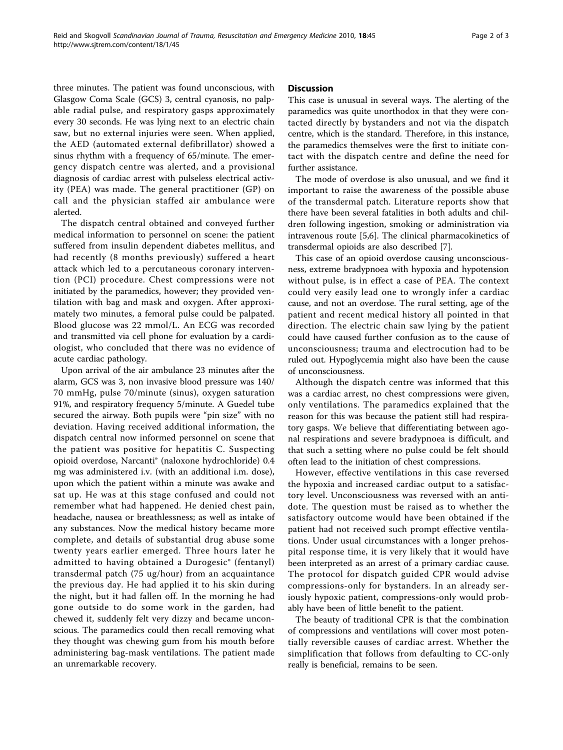three minutes. The patient was found unconscious, with Glasgow Coma Scale (GCS) 3, central cyanosis, no palpable radial pulse, and respiratory gasps approximately every 30 seconds. He was lying next to an electric chain saw, but no external injuries were seen. When applied, the AED (automated external defibrillator) showed a sinus rhythm with a frequency of 65/minute. The emergency dispatch centre was alerted, and a provisional diagnosis of cardiac arrest with pulseless electrical activity (PEA) was made. The general practitioner (GP) on call and the physician staffed air ambulance were alerted.

The dispatch central obtained and conveyed further medical information to personnel on scene: the patient suffered from insulin dependent diabetes mellitus, and had recently (8 months previously) suffered a heart attack which led to a percutaneous coronary intervention (PCI) procedure. Chest compressions were not initiated by the paramedics, however; they provided ventilation with bag and mask and oxygen. After approximately two minutes, a femoral pulse could be palpated. Blood glucose was 22 mmol/L. An ECG was recorded and transmitted via cell phone for evaluation by a cardiologist, who concluded that there was no evidence of acute cardiac pathology.

Upon arrival of the air ambulance 23 minutes after the alarm, GCS was 3, non invasive blood pressure was 140/70 mmHg, pulse 70/minute (sinus), oxygen saturation 91%, and respiratory frequency 5/minute. A Guedel tube secured the airway. Both pupils were "pin size" with no deviation. Having received additional information, the dispatch central now informed personnel on scene that the patient was positive for hepatitis C. Suspecting opioid overdose, Narcanti® (naloxone hydrochloride) 0.4 mg was administered i.v. (with an additional i.m. dose), upon which the patient within a minute was awake and sat up. He was at this stage confused and could not remember what had happened. He denied chest pain, headache, nausea or breathlessness; as well as intake of any substances. Now the medical history became more complete, and details of substantial drug abuse some twenty years earlier emerged. Three hours later he admitted to having obtained a Durogesic® (fentanyl) transdermal patch (75 ug/hour) from an acquaintance the previous day. He had applied it to his skin during the night, but it had fallen off. In the morning he had gone outside to do some work in the garden, had chewed it, suddenly felt very dizzy and became unconscious. The paramedics could then recall removing what they thought was chewing gum from his mouth before administering bag-mask ventilations. The patient made an unremarkable recovery.

## Discussion

This case is unusual in several ways. The alerting of the paramedics was quite unorthodox in that they were contacted directly by bystanders and not via the dispatch centre, which is the standard. Therefore, in this instance, the paramedics themselves were the first to initiate contact with the dispatch centre and define the need for further assistance.

The mode of overdose is also unusual, and we find it important to raise the awareness of the possible abuse of the transdermal patch. Literature reports show that there have been several fatalities in both adults and children following ingestion, smoking or administration via intravenous route [5,6]. The clinical pharmacokinetics of transdermal opioids are also described [7].

This case of an opioid overdose causing unconsciousness, extreme bradypnoea with hypoxia and hypotension without pulse, is in effect a case of PEA. The context could very easily lead one to wrongly infer a cardiac cause, and not an overdose. The rural setting, age of the patient and recent medical history all pointed in that direction. The electric chain saw lying by the patient could have caused further confusion as to the cause of unconsciousness; trauma and electrocution had to be ruled out. Hypoglycemia might also have been the cause of unconsciousness.

Although the dispatch centre was informed that this was a cardiac arrest, no chest compressions were given, only ventilations. The paramedics explained that the reason for this was because the patient still had respiratory gasps. We believe that differentiating between agonal respirations and severe bradypnoea is difficult, and that such a setting where no pulse could be felt should often lead to the initiation of chest compressions.

However, effective ventilations in this case reversed the hypoxia and increased cardiac output to a satisfactory level. Unconsciousness was reversed with an antidote. The question must be raised as to whether the satisfactory outcome would have been obtained if the patient had not received such prompt effective ventilations. Under usual circumstances with a longer prehospital response time, it is very likely that it would have been interpreted as an arrest of a primary cardiac cause. The protocol for dispatch guided CPR would advise compressions-only for bystanders. In an already seriously hypoxic patient, compressions-only would probably have been of little benefit to the patient.

The beauty of traditional CPR is that the combination of compressions and ventilations will cover most potentially reversible causes of cardiac arrest. Whether the simplification that follows from defaulting to CC-only really is beneficial, remains to be seen.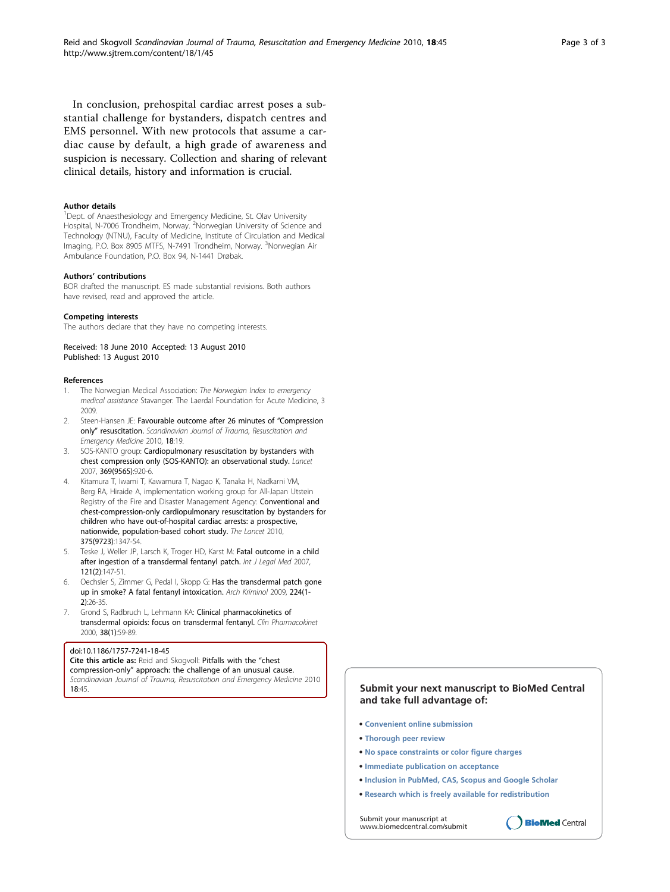In conclusion, prehospital cardiac arrest poses a substantial challenge for bystanders, dispatch centres and EMS personnel. With new protocols that assume a cardiac cause by default, a high grade of awareness and suspicion is necessary. Collection and sharing of relevant clinical details, history and information is crucial.

#### Author details

[1]Dept. of Anaesthesiology and Emergency Medicine, St. Olav University Hospital, N-7006 Trondheim, Norway. [2]Norwegian University of Science and Technology (NTNU), Faculty of Medicine, Institute of Circulation and Medical Imaging, P.O. Box 8905 MTFS, N-7491 Trondheim, Norway. [3]Norwegian Air Ambulance Foundation, P.O. Box 94, N-1441 Drøbak.

#### Authors' contributions

BOR drafted the manuscript. ES made substantial revisions. Both authors have revised, read and approved the article.

#### Competing interests

The authors declare that they have no competing interests.

Received: 18 June 2010 Accepted: 13 August 2010
Published: 13 August 2010

#### References

1. The Norwegian Medical Association: *The Norwegian Index to emergency medical assistance* Stavanger: The Laerdal Foundation for Acute Medicine, 3 2009.
2. Steen-Hansen JE: **Favourable outcome after 26 minutes of "Compression only" resuscitation.** *Scandinavian Journal of Trauma, Resuscitation and Emergency Medicine* 2010, **18**:19.
3. SOS-KANTO group: **Cardiopulmonary resuscitation by bystanders with chest compression only (SOS-KANTO): an observational study.** *Lancet* 2007, **369(9565)**:920-6.
4. Kitamura T, Iwami T, Kawamura T, Nagao K, Tanaka H, Nadkarni VM, Berg RA, Hiraide A, implementation working group for All-Japan Utstein Registry of the Fire and Disaster Management Agency: **Conventional and chest-compression-only cardiopulmonary resuscitation by bystanders for children who have out-of-hospital cardiac arrests: a prospective, nationwide, population-based cohort study.** *The Lancet* 2010, **375(9723)**:1347-54.
5. Teske J, Weller JP, Larsch K, Troger HD, Karst M: **Fatal outcome in a child after ingestion of a transdermal fentanyl patch.** *Int J Legal Med* 2007, **121(2)**:147-51.
6. Oechsler S, Zimmer G, Pedal I, Skopp G: **Has the transdermal patch gone up in smoke? A fatal fentanyl intoxication.** *Arch Kriminol* 2009, **224(1-2)**:26-35.
7. Grond S, Radbruch L, Lehmann KA: **Clinical pharmacokinetics of transdermal opioids: focus on transdermal fentanyl.** *Clin Pharmacokinet* 2000, **38(1)**:59-89.

doi:10.1186/1757-7241-18-45
**Cite this article as:** Reid and Skogvoll: Pitfalls with the "chest compression-only" approach: the challenge of an unusual cause. *Scandinavian Journal of Trauma, Resuscitation and Emergency Medicine* 2010 **18**:45.

**Submit your next manuscript to BioMed Central and take full advantage of:**

- Convenient online submission
- Thorough peer review
- No space constraints or color figure charges
- Immediate publication on acceptance
- Inclusion in PubMed, CAS, Scopus and Google Scholar
- Research which is freely available for redistribution

Submit your manuscript at www.biomedcentral.com/submit

BioMed Central